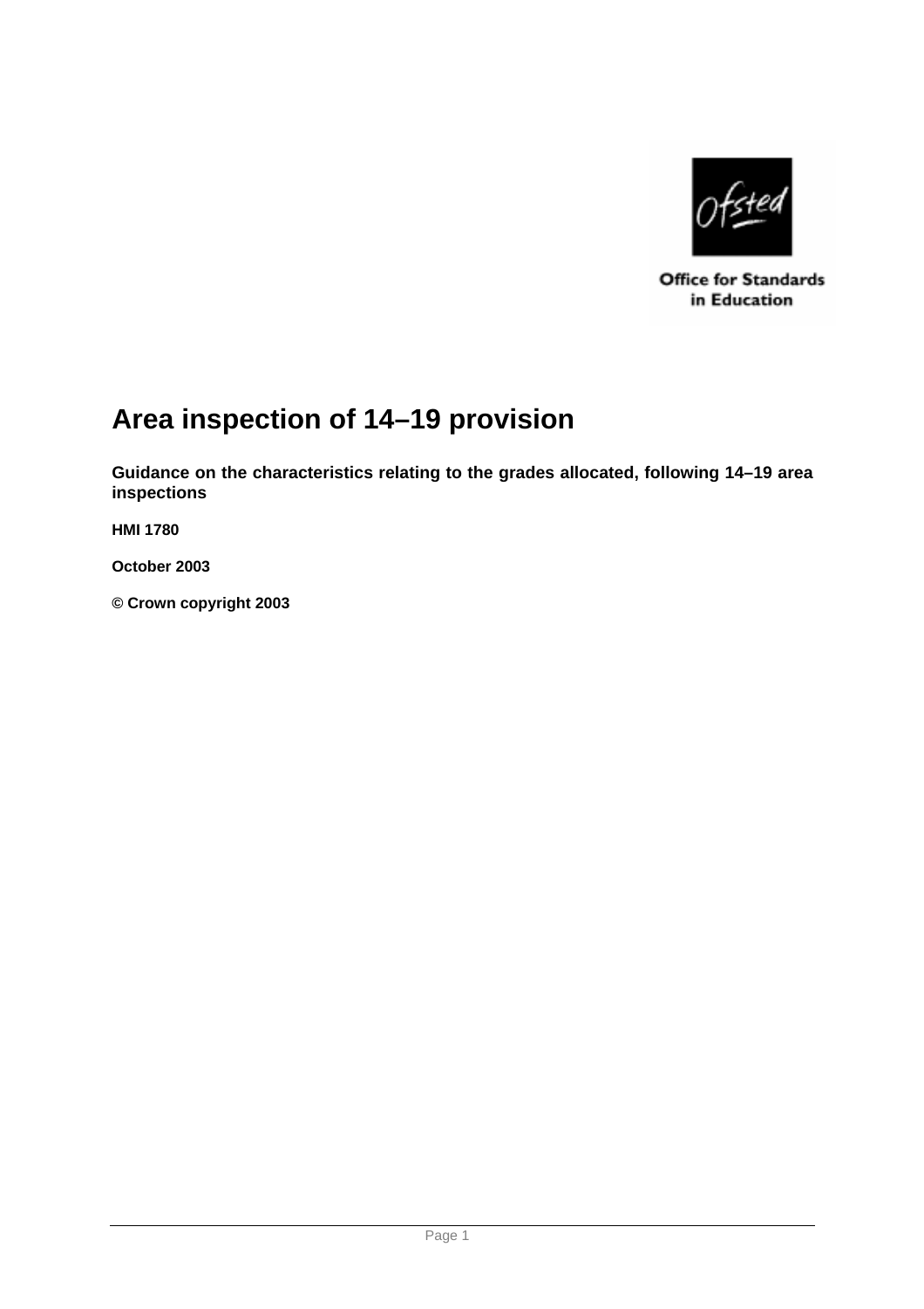Office for Standards in Education

# Area inspection of 14–19 provision

**Guidance on the characteristics relating to the grades allocated, following 14–19 area inspections**

**HMI 1780**

**October 2003**

**© Crown copyright 2003**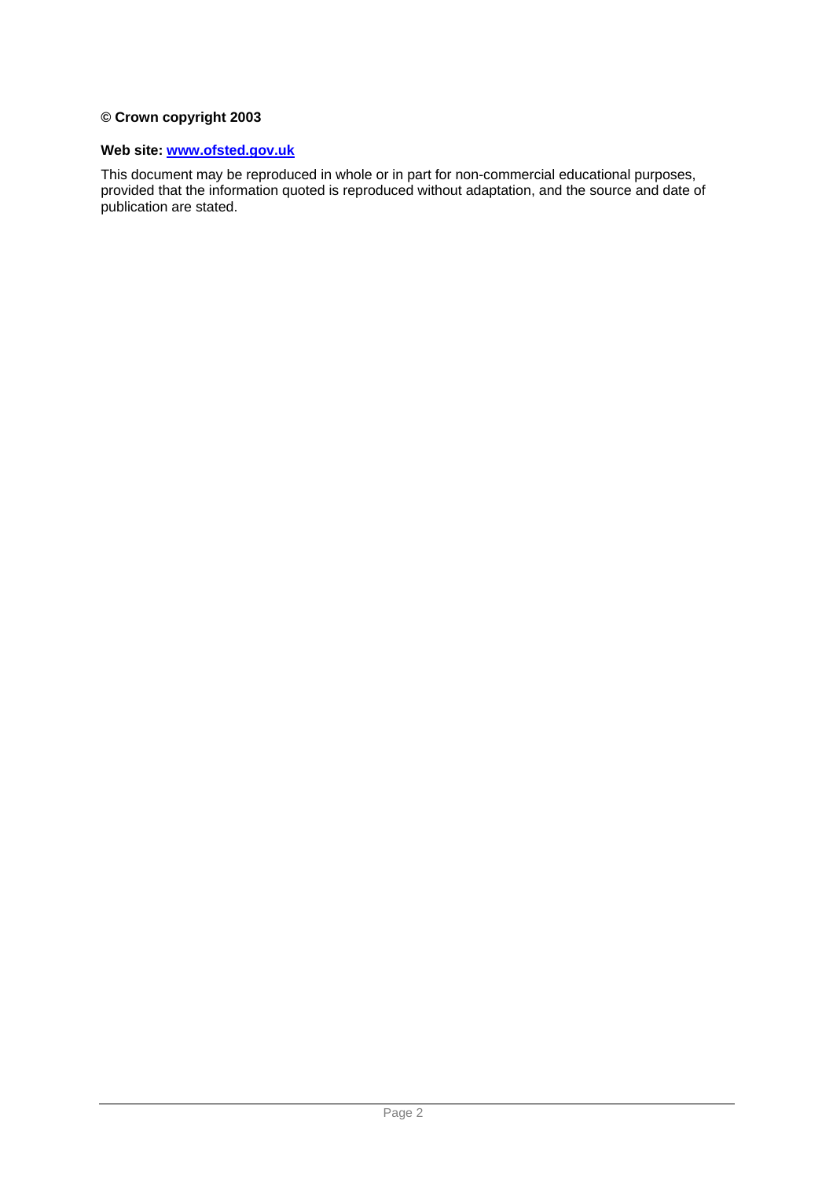**© Crown copyright 2003**

**Web site: [www.ofsted.gov.uk](http://www.ofsted.gov.uk)**

This document may be reproduced in whole or in part for non-commercial educational purposes, provided that the information quoted is reproduced without adaptation, and the source and date of publication are stated.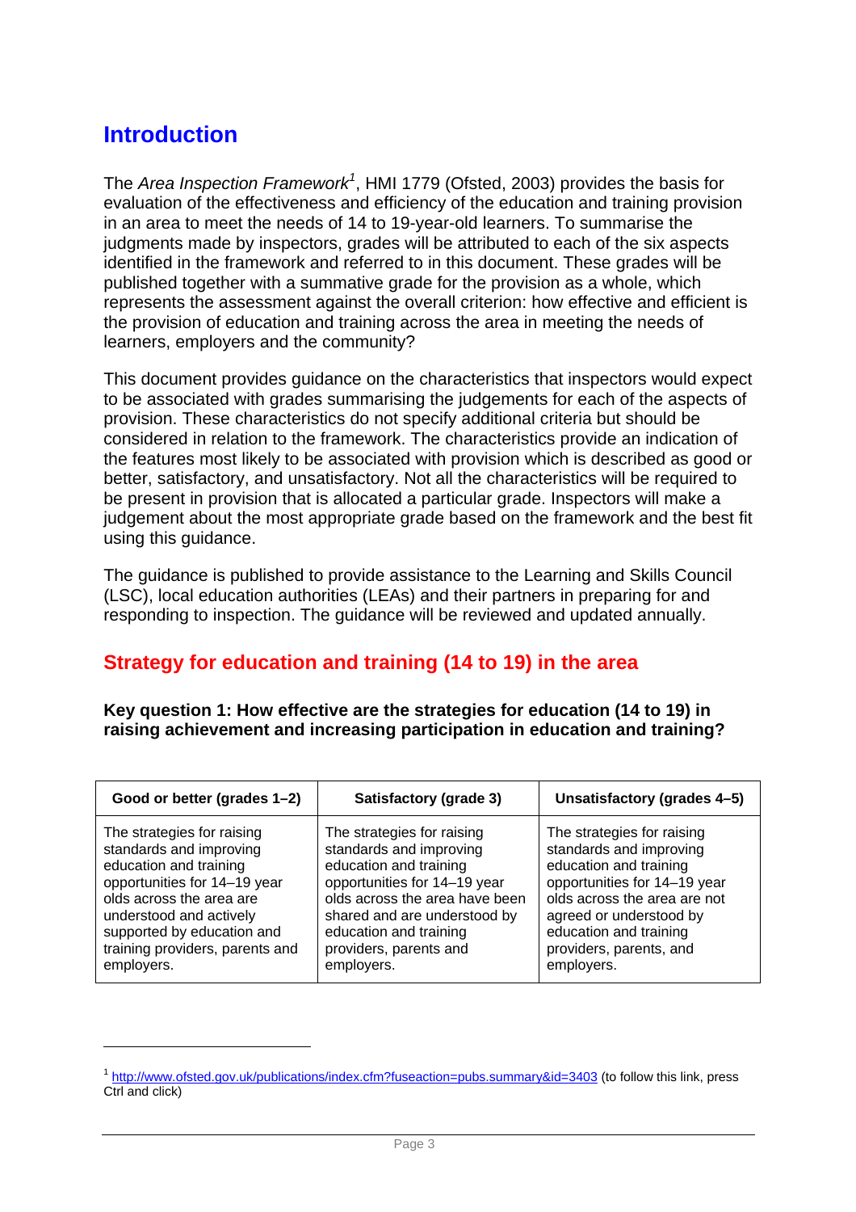# Introduction

The *Area Inspection Framework*[1], HMI 1779 (Ofsted, 2003) provides the basis for evaluation of the effectiveness and efficiency of the education and training provision in an area to meet the needs of 14 to 19-year-old learners. To summarise the judgments made by inspectors, grades will be attributed to each of the six aspects identified in the framework and referred to in this document. These grades will be published together with a summative grade for the provision as a whole, which represents the assessment against the overall criterion: how effective and efficient is the provision of education and training across the area in meeting the needs of learners, employers and the community?

This document provides guidance on the characteristics that inspectors would expect to be associated with grades summarising the judgements for each of the aspects of provision. These characteristics do not specify additional criteria but should be considered in relation to the framework. The characteristics provide an indication of the features most likely to be associated with provision which is described as good or better, satisfactory, and unsatisfactory. Not all the characteristics will be required to be present in provision that is allocated a particular grade. Inspectors will make a judgement about the most appropriate grade based on the framework and the best fit using this guidance.

The guidance is published to provide assistance to the Learning and Skills Council (LSC), local education authorities (LEAs) and their partners in preparing for and responding to inspection. The guidance will be reviewed and updated annually.

## Strategy for education and training (14 to 19) in the area

**Key question 1: How effective are the strategies for education (14 to 19) in raising achievement and increasing participation in education and training?**

| Good or better (grades 1–2) | Satisfactory (grade 3) | Unsatisfactory (grades 4–5) |
| --- | --- | --- |
| The strategies for raising standards and improving education and training opportunities for 14–19 year olds across the area are understood and actively supported by education and training providers, parents and employers. | The strategies for raising standards and improving education and training opportunities for 14–19 year olds across the area have been shared and are understood by education and training providers, parents and employers. | The strategies for raising standards and improving education and training opportunities for 14–19 year olds across the area are not agreed or understood by education and training providers, parents, and employers. |

[1] http://www.ofsted.gov.uk/publications/index.cfm?fuseaction=pubs.summary&id=3403 (to follow this link, press Ctrl and click)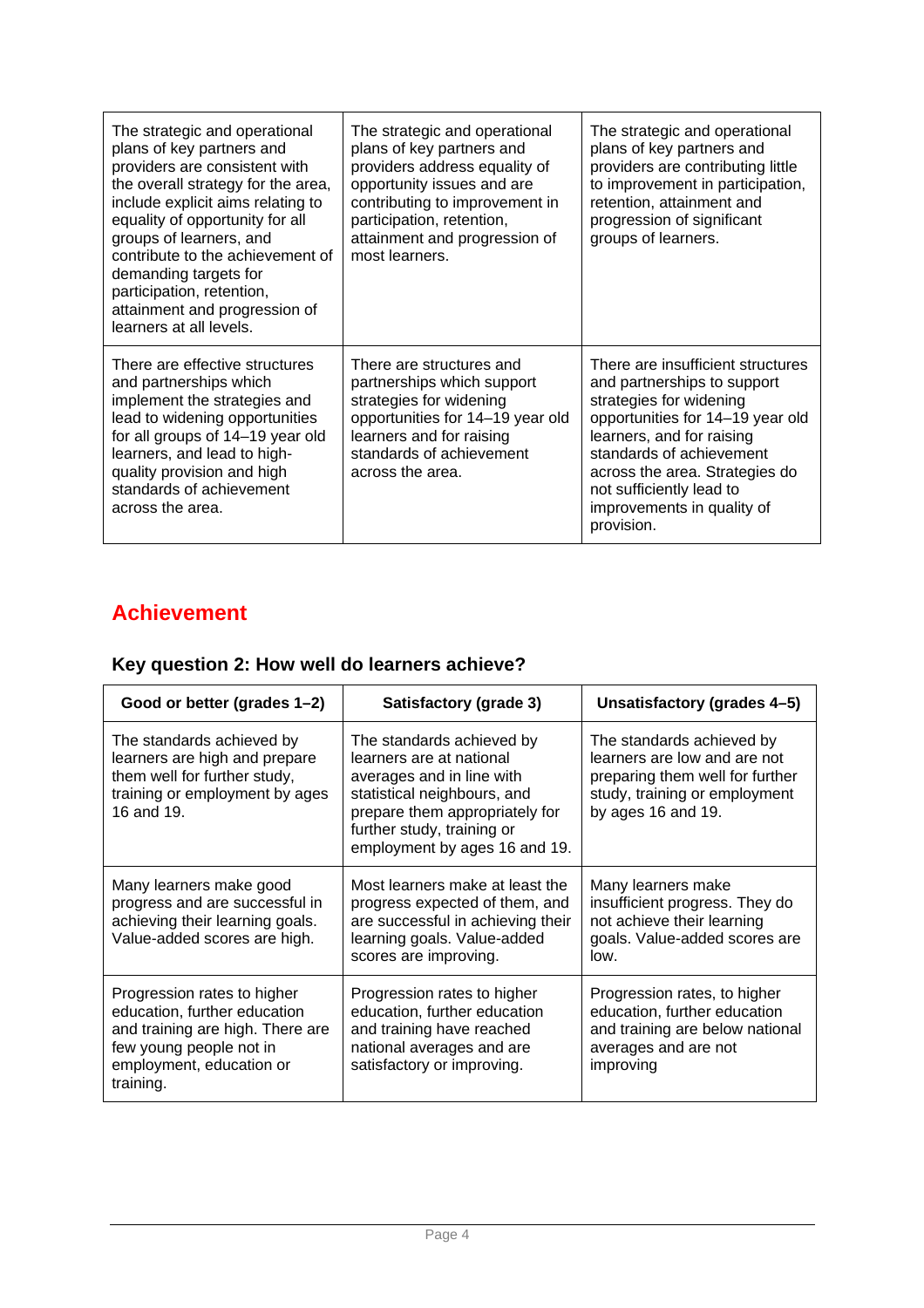| | | |
|---|---|---|
| The strategic and operational plans of key partners and providers are consistent with the overall strategy for the area, include explicit aims relating to equality of opportunity for all groups of learners, and contribute to the achievement of demanding targets for participation, retention, attainment and progression of learners at all levels. | The strategic and operational plans of key partners and providers address equality of opportunity issues and are contributing to improvement in participation, retention, attainment and progression of most learners. | The strategic and operational plans of key partners and providers are contributing little to improvement in participation, retention, attainment and progression of significant groups of learners. |
| There are effective structures and partnerships which implement the strategies and lead to widening opportunities for all groups of 14–19 year old learners, and lead to high-quality provision and high standards of achievement across the area. | There are structures and partnerships which support strategies for widening opportunities for 14–19 year old learners and for raising standards of achievement across the area. | There are insufficient structures and partnerships to support strategies for widening opportunities for 14–19 year old learners, and for raising standards of achievement across the area. Strategies do not sufficiently lead to improvements in quality of provision. |

## Achievement

### Key question 2: How well do learners achieve?

| Good or better (grades 1–2) | Satisfactory (grade 3) | Unsatisfactory (grades 4–5) |
|---|---|---|
| The standards achieved by learners are high and prepare them well for further study, training or employment by ages 16 and 19. | The standards achieved by learners are at national averages and in line with statistical neighbours, and prepare them appropriately for further study, training or employment by ages 16 and 19. | The standards achieved by learners are low and are not preparing them well for further study, training or employment by ages 16 and 19. |
| Many learners make good progress and are successful in achieving their learning goals. Value-added scores are high. | Most learners make at least the progress expected of them, and are successful in achieving their learning goals. Value-added scores are improving. | Many learners make insufficient progress. They do not achieve their learning goals. Value-added scores are low. |
| Progression rates to higher education, further education and training are high. There are few young people not in employment, education or training. | Progression rates to higher education, further education and training have reached national averages and are satisfactory or improving. | Progression rates, to higher education, further education and training are below national averages and are not improving |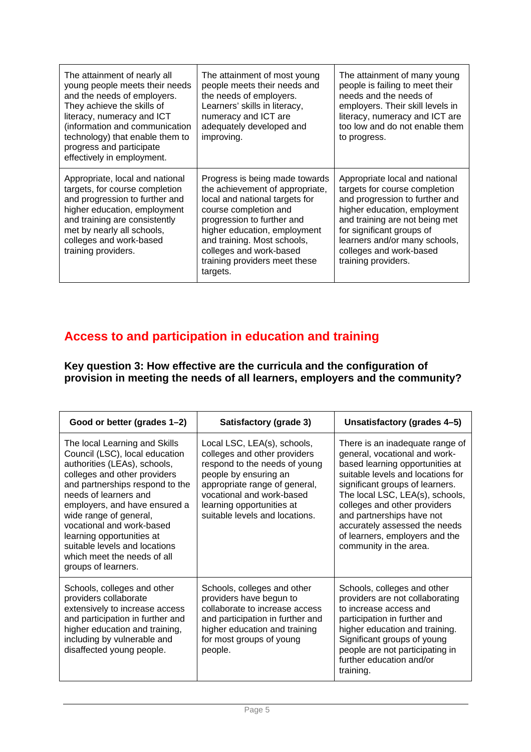| | | |
|---|---|---|
| The attainment of nearly all young people meets their needs and the needs of employers. They achieve the skills of literacy, numeracy and ICT (information and communication technology) that enable them to progress and participate effectively in employment. | The attainment of most young people meets their needs and the needs of employers. Learners' skills in literacy, numeracy and ICT are adequately developed and improving. | The attainment of many young people is failing to meet their needs and the needs of employers. Their skill levels in literacy, numeracy and ICT are too low and do not enable them to progress. |
| Appropriate, local and national targets, for course completion and progression to further and higher education, employment and training are consistently met by nearly all schools, colleges and work-based training providers. | Progress is being made towards the achievement of appropriate, local and national targets for course completion and progression to further and higher education, employment and training. Most schools, colleges and work-based training providers meet these targets. | Appropriate local and national targets for course completion and progression to further and higher education, employment and training are not being met for significant groups of learners and/or many schools, colleges and work-based training providers. |

## Access to and participation in education and training

**Key question 3: How effective are the curricula and the configuration of provision in meeting the needs of all learners, employers and the community?**

| Good or better (grades 1–2) | Satisfactory (grade 3) | Unsatisfactory (grades 4–5) |
|---|---|---|
| The local Learning and Skills Council (LSC), local education authorities (LEAs), schools, colleges and other providers and partnerships respond to the needs of learners and employers, and have ensured a wide range of general, vocational and work-based learning opportunities at suitable levels and locations which meet the needs of all groups of learners. | Local LSC, LEA(s), schools, colleges and other providers respond to the needs of young people by ensuring an appropriate range of general, vocational and work-based learning opportunities at suitable levels and locations. | There is an inadequate range of general, vocational and work-based learning opportunities at suitable levels and locations for significant groups of learners. The local LSC, LEA(s), schools, colleges and other providers and partnerships have not accurately assessed the needs of learners, employers and the community in the area. |
| Schools, colleges and other providers collaborate extensively to increase access and participation in further and higher education and training, including by vulnerable and disaffected young people. | Schools, colleges and other providers have begun to collaborate to increase access and participation in further and higher education and training for most groups of young people. | Schools, colleges and other providers are not collaborating to increase access and participation in further and higher education and training. Significant groups of young people are not participating in further education and/or training. |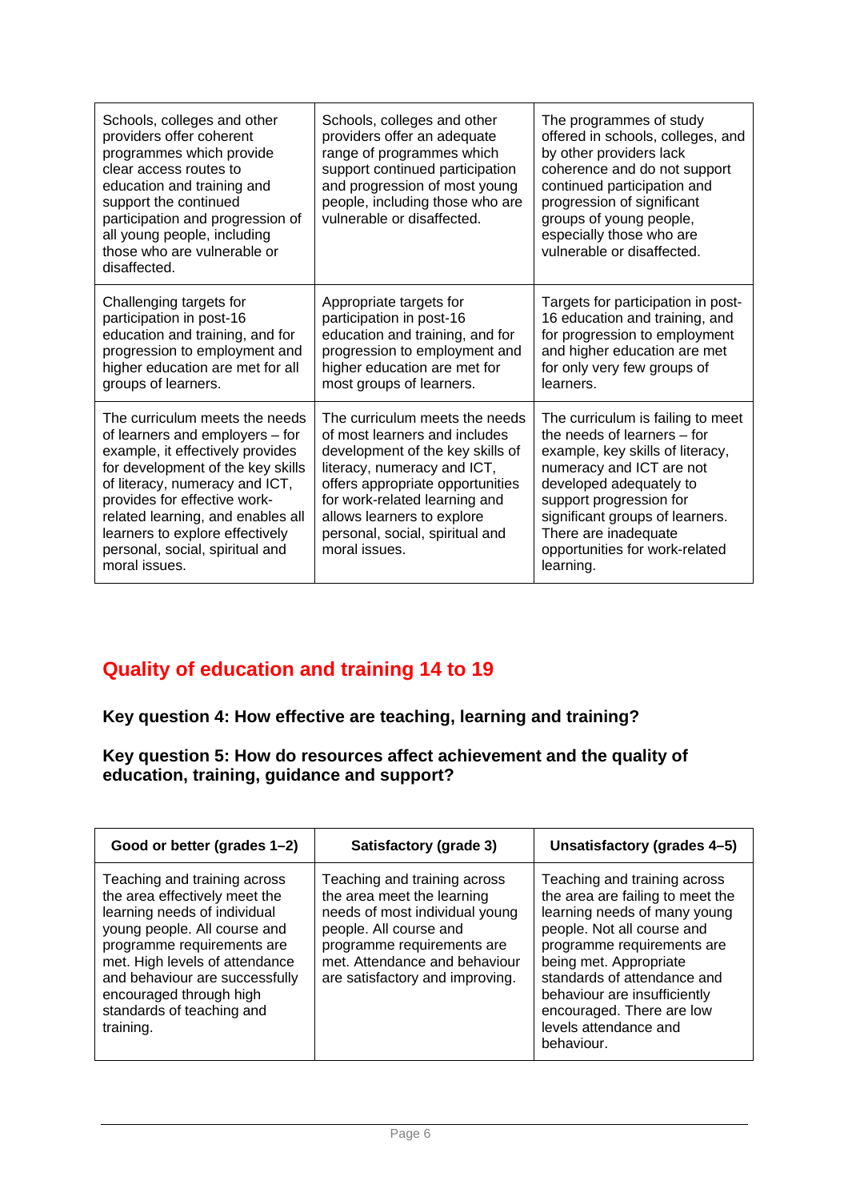| | | |
|---|---|---|
| Schools, colleges and other providers offer coherent programmes which provide clear access routes to education and training and support the continued participation and progression of all young people, including those who are vulnerable or disaffected. | Schools, colleges and other providers offer an adequate range of programmes which support continued participation and progression for most young people, including those who are vulnerable or disaffected. | The programmes of study offered in schools, colleges, and by other providers lack coherence and do not support continued participation and progression of significant groups of young people, especially those who are vulnerable or disaffected. |
| Challenging targets for participation in post-16 education and training, and for progression to employment and higher education are met for all groups of learners. | Appropriate targets for participation in post-16 education and training, and for progression to employment and higher education are met for most groups of learners. | Targets for participation in post-16 education and training, and for progression to employment and higher education are met for only very few groups of learners. |
| The curriculum meets the needs of learners and employers – for example, it effectively provides for development of the key skills of literacy, numeracy and ICT, provides for effective work-related learning, and enables all learners to explore effectively personal, social, spiritual and moral issues. | The curriculum meets the needs of most learners and includes development of the key skills of literacy, numeracy and ICT, offers appropriate opportunities for work-related learning and allows learners to explore personal, social, spiritual and moral issues. | The curriculum is failing to meet the needs of learners – for example, key skills of literacy, numeracy and ICT are not developed adequately to support progression for significant groups of learners. There are inadequate opportunities for work-related learning. |

## Quality of education and training 14 to 19

### Key question 4: How effective are teaching, learning and training?

### Key question 5: How do resources affect achievement and the quality of education, training, guidance and support?

| Good or better (grades 1–2) | Satisfactory (grade 3) | Unsatisfactory (grades 4–5) |
|---|---|---|
| Teaching and training across the area effectively meet the learning needs of individual young people. All course and programme requirements are met. High levels of attendance and behaviour are successfully encouraged through high standards of teaching and training. | Teaching and training across the area meet the learning needs of most individual young people. All course and programme requirements are met. Attendance and behaviour are satisfactory and improving. | Teaching and training across the area are failing to meet the learning needs of many young people. Not all course and programme requirements are being met. Appropriate standards of attendance and behaviour are insufficiently encouraged. There are low levels attendance and behaviour. |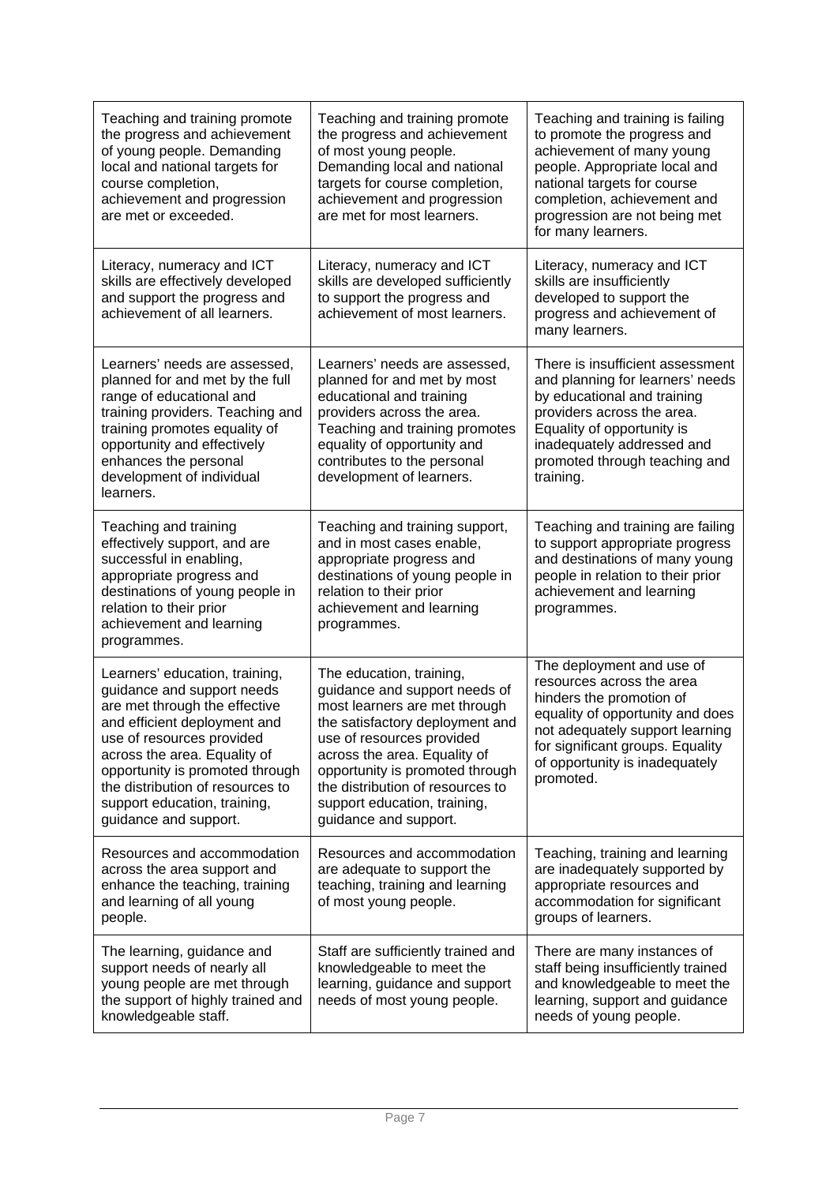| | | |
|---|---|---|
| Teaching and training promote the progress and achievement of young people. Demanding local and national targets for course completion, achievement and progression are met or exceeded. | Teaching and training promote the progress and achievement of most young people. Demanding local and national targets for course completion, achievement and progression are met for most learners. | Teaching and training is failing to promote the progress and achievement of many young people. Appropriate local and national targets for course completion, achievement and progression are not being met for many learners. |
| Literacy, numeracy and ICT skills are effectively developed and support the progress and achievement of all learners. | Literacy, numeracy and ICT skills are developed sufficiently to support the progress and achievement of most learners. | Literacy, numeracy and ICT skills are insufficiently developed to support the progress and achievement of many learners. |
| Learners' needs are assessed, planned for and met by the full range of educational and training providers. Teaching and training promotes equality of opportunity and effectively enhances the personal development of individual learners. | Learners' needs are assessed, planned for and met by most educational and training providers across the area. Teaching and training promotes equality of opportunity and contributes to the personal development of learners. | There is insufficient assessment and planning for learners' needs by educational and training providers across the area. Equality of opportunity is inadequately addressed and promoted through teaching and training. |
| Teaching and training effectively support, and are successful in enabling, appropriate progress and destinations of young people in relation to their prior achievement and learning programmes. | Teaching and training support, and in most cases enable, appropriate progress and destinations of young people in relation to their prior achievement and learning programmes. | Teaching and training are failing to support appropriate progress and destinations of many young people in relation to their prior achievement and learning programmes. |
| Learners' education, training, guidance and support needs are met through the effective and efficient deployment and use of resources provided across the area. Equality of opportunity is promoted through the distribution of resources to support education, training, guidance and support. | The education, training, guidance and support needs of most learners are met through the satisfactory deployment and use of resources provided across the area. Equality of opportunity is promoted through the distribution of resources to support education, training, guidance and support. | The deployment and use of resources across the area hinders the promotion of equality of opportunity and does not adequately support learning for significant groups. Equality of opportunity is inadequately promoted. |
| Resources and accommodation across the area support and enhance the teaching, training and learning of all young people. | Resources and accommodation are adequate to support the teaching, training and learning of most young people. | Teaching, training and learning are inadequately supported by appropriate resources and accommodation for significant groups of learners. |
| The learning, guidance and support needs of nearly all young people are met through the support of highly trained and knowledgeable staff. | Staff are sufficiently trained and knowledgeable to meet the learning, guidance and support needs of most young people. | There are many instances of staff being insufficiently trained and knowledgeable to meet the learning, support and guidance needs of young people. |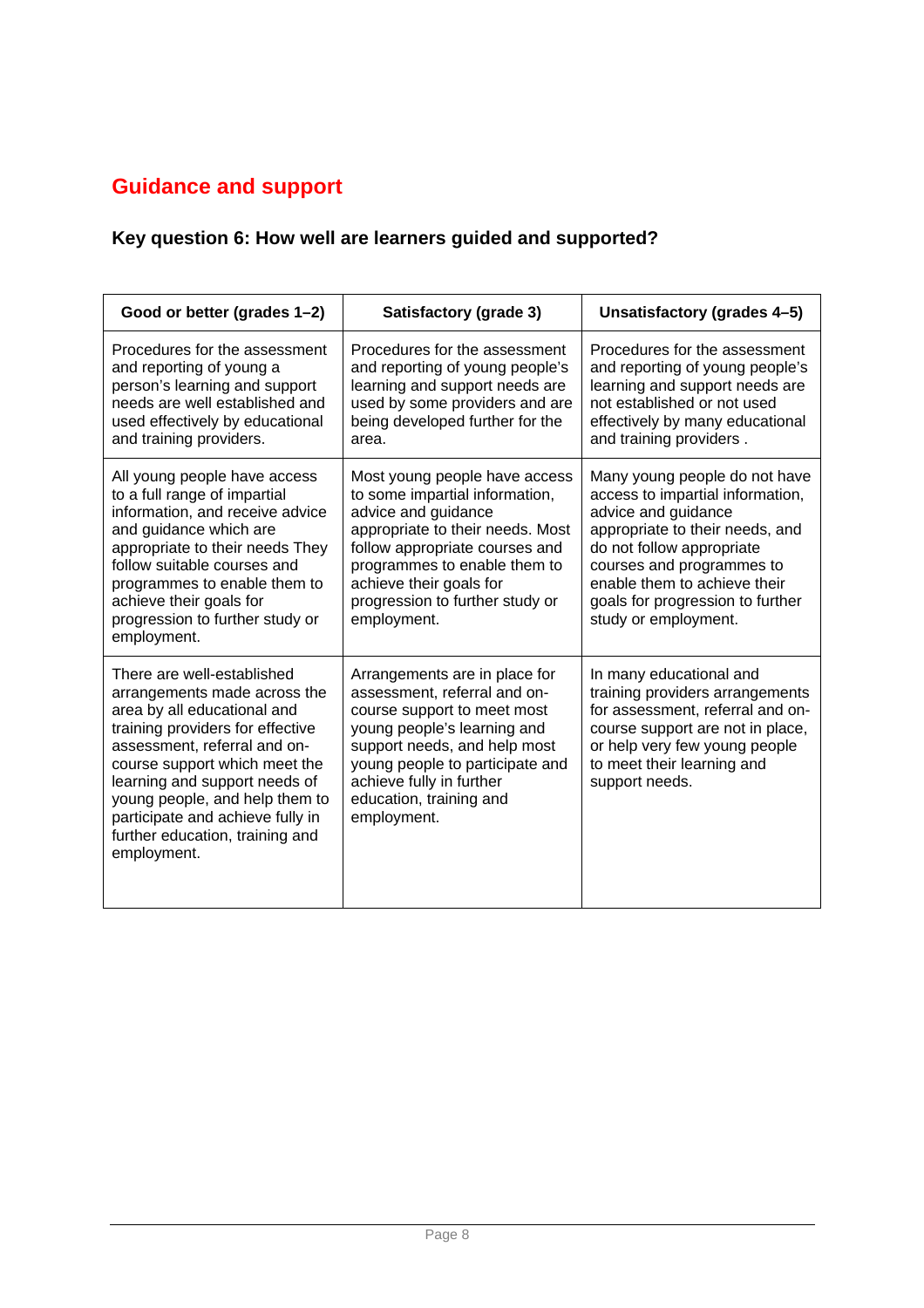## Guidance and support

### Key question 6: How well are learners guided and supported?

| Good or better (grades 1–2) | Satisfactory (grade 3) | Unsatisfactory (grades 4–5) |
|---|---|---|
| Procedures for the assessment and reporting of young a person's learning and support needs are well established and used effectively by educational and training providers. | Procedures for the assessment and reporting of young people's learning and support needs are used by some providers and are being developed further for the area. | Procedures for the assessment and reporting of young people's learning and support needs are not established or not used effectively by many educational and training providers . |
| All young people have access to a full range of impartial information, and receive advice and guidance which are appropriate to their needs They follow suitable courses and programmes to enable them to achieve their goals for progression to further study or employment. | Most young people have access to some impartial information, advice and guidance appropriate to their needs. Most follow appropriate courses and programmes to enable them to achieve their goals for progression to further study or employment. | Many young people do not have access to impartial information, advice and guidance appropriate to their needs, and do not follow appropriate courses and programmes to enable them to achieve their goals for progression to further study or employment. |
| There are well-established arrangements made across the area by all educational and training providers for effective assessment, referral and on-course support which meet the learning and support needs of young people, and help them to participate and achieve fully in further education, training and employment. | Arrangements are in place for assessment, referral and on-course support to meet most young people's learning and support needs, and help most young people to participate and achieve fully in further education, training and employment. | In many educational and training providers arrangements for assessment, referral and on-course support are not in place, or help very few young people to meet their learning and support needs. |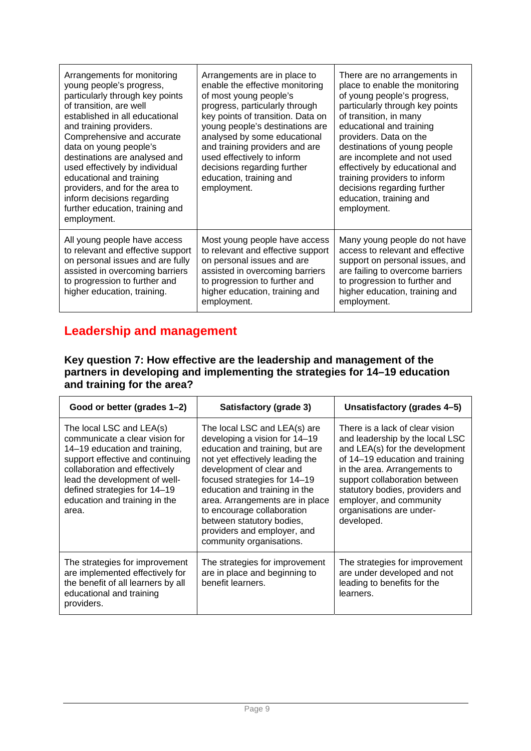| | | |
|---|---|---|
| Arrangements for monitoring young people's progress, particularly through key points of transition, are well established in all educational and training providers. Comprehensive and accurate data on young people's destinations are analysed and used effectively by individual educational and training providers, and for the area to inform decisions regarding further education, training and employment. | Arrangements are in place to enable the effective monitoring of most young people's progress, particularly through key points of transition. Data on young people's destinations are analysed by some educational and training providers and are used effectively to inform decisions regarding further education, training and employment. | There are no arrangements in place to enable the monitoring of young people's progress, particularly through key points of transition, in many educational and training providers. Data on the destinations of young people are incomplete and not used effectively by educational and training providers to inform decisions regarding further education, training and employment. |
| All young people have access to relevant and effective support on personal issues and are fully assisted in overcoming barriers to progression to further and higher education, training. | Most young people have access to relevant and effective support on personal issues and are assisted in overcoming barriers to progression to further and higher education, training and employment. | Many young people do not have access to relevant and effective support on personal issues, and are failing to overcome barriers to progression to further and higher education, training and employment. |

## Leadership and management

### Key question 7: How effective are the leadership and management of the partners in developing and implementing the strategies for 14–19 education and training for the area?

| Good or better (grades 1–2) | Satisfactory (grade 3) | Unsatisfactory (grades 4–5) |
|---|---|---|
| The local LSC and LEA(s) communicate a clear vision for 14–19 education and training, support effective and continuing collaboration and effectively lead the development of well-defined strategies for 14–19 education and training in the area. | The local LSC and LEA(s) are developing a vision for 14–19 education and training, but are not yet effectively leading the development of clear and focused strategies for 14–19 education and training in the area. Arrangements are in place to encourage collaboration between statutory bodies, providers and employer, and community organisations. | There is a lack of clear vision and leadership by the local LSC and LEA(s) for the development of 14–19 education and training in the area. Arrangements to support collaboration between statutory bodies, providers and employer, and community organisations are under-developed. |
| The strategies for improvement are implemented effectively for the benefit of all learners by all educational and training providers. | The strategies for improvement are in place and beginning to benefit learners. | The strategies for improvement are under developed and not leading to benefits for the learners. |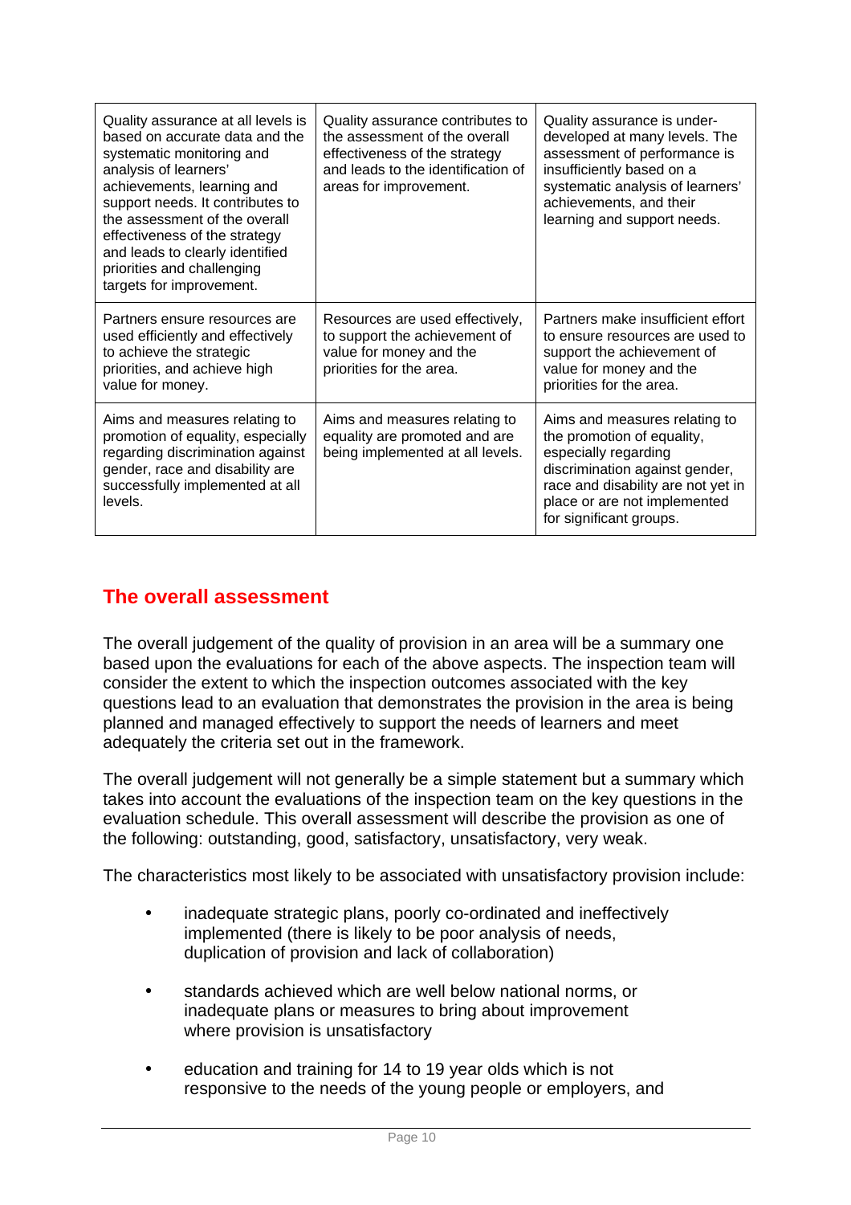| | | |
|---|---|---|
| Quality assurance at all levels is based on accurate data and the systematic monitoring and analysis of learners' achievements, learning and support needs. It contributes to the assessment of the overall effectiveness of the strategy and leads to clearly identified priorities and challenging targets for improvement. | Quality assurance contributes to the assessment of the overall effectiveness of the strategy and leads to the identification of areas for improvement. | Quality assurance is under-developed at many levels. The assessment of performance is insufficiently based on a systematic analysis of learners' achievements, and their learning and support needs. |
| Partners ensure resources are used efficiently and effectively to achieve the strategic priorities, and achieve high value for money. | Resources are used effectively, to support the achievement of value for money and the priorities for the area. | Partners make insufficient effort to ensure resources are used to support the achievement of value for money and the priorities for the area. |
| Aims and measures relating to promotion of equality, especially regarding discrimination against gender, race and disability are successfully implemented at all levels. | Aims and measures relating to equality are promoted and are being implemented at all levels. | Aims and measures relating to the promotion of equality, especially regarding discrimination against gender, race and disability are not yet in place or are not implemented for significant groups. |

## The overall assessment

The overall judgement of the quality of provision in an area will be a summary one based upon the evaluations for each of the above aspects. The inspection team will consider the extent to which the inspection outcomes associated with the key questions lead to an evaluation that demonstrates the provision in the area is being planned and managed effectively to support the needs of learners and meet adequately the criteria set out in the framework.

The overall judgement will not generally be a simple statement but a summary which takes into account the evaluations of the inspection team on the key questions in the evaluation schedule. This overall assessment will describe the provision as one of the following: outstanding, good, satisfactory, unsatisfactory, very weak.

The characteristics most likely to be associated with unsatisfactory provision include:

- inadequate strategic plans, poorly co-ordinated and ineffectively implemented (there is likely to be poor analysis of needs, duplication of provision and lack of collaboration)
- standards achieved which are well below national norms, or inadequate plans or measures to bring about improvement where provision is unsatisfactory
- education and training for 14 to 19 year olds which is not responsive to the needs of the young people or employers, and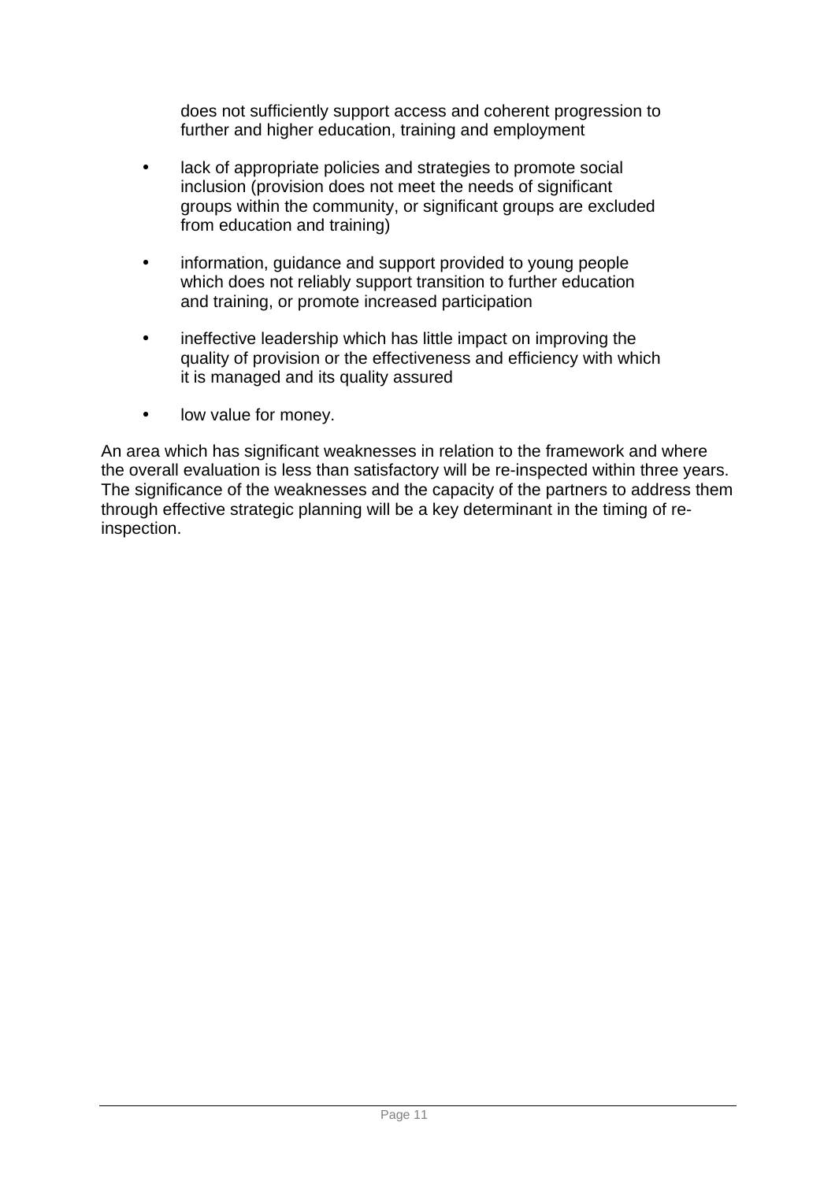does not sufficiently support access and coherent progression to further and higher education, training and employment

- lack of appropriate policies and strategies to promote social inclusion (provision does not meet the needs of significant groups within the community, or significant groups are excluded from education and training)
- information, guidance and support provided to young people which does not reliably support transition to further education and training, or promote increased participation
- ineffective leadership which has little impact on improving the quality of provision or the effectiveness and efficiency with which it is managed and its quality assured
- low value for money.

An area which has significant weaknesses in relation to the framework and where the overall evaluation is less than satisfactory will be re-inspected within three years. The significance of the weaknesses and the capacity of the partners to address them through effective strategic planning will be a key determinant in the timing of re-inspection.